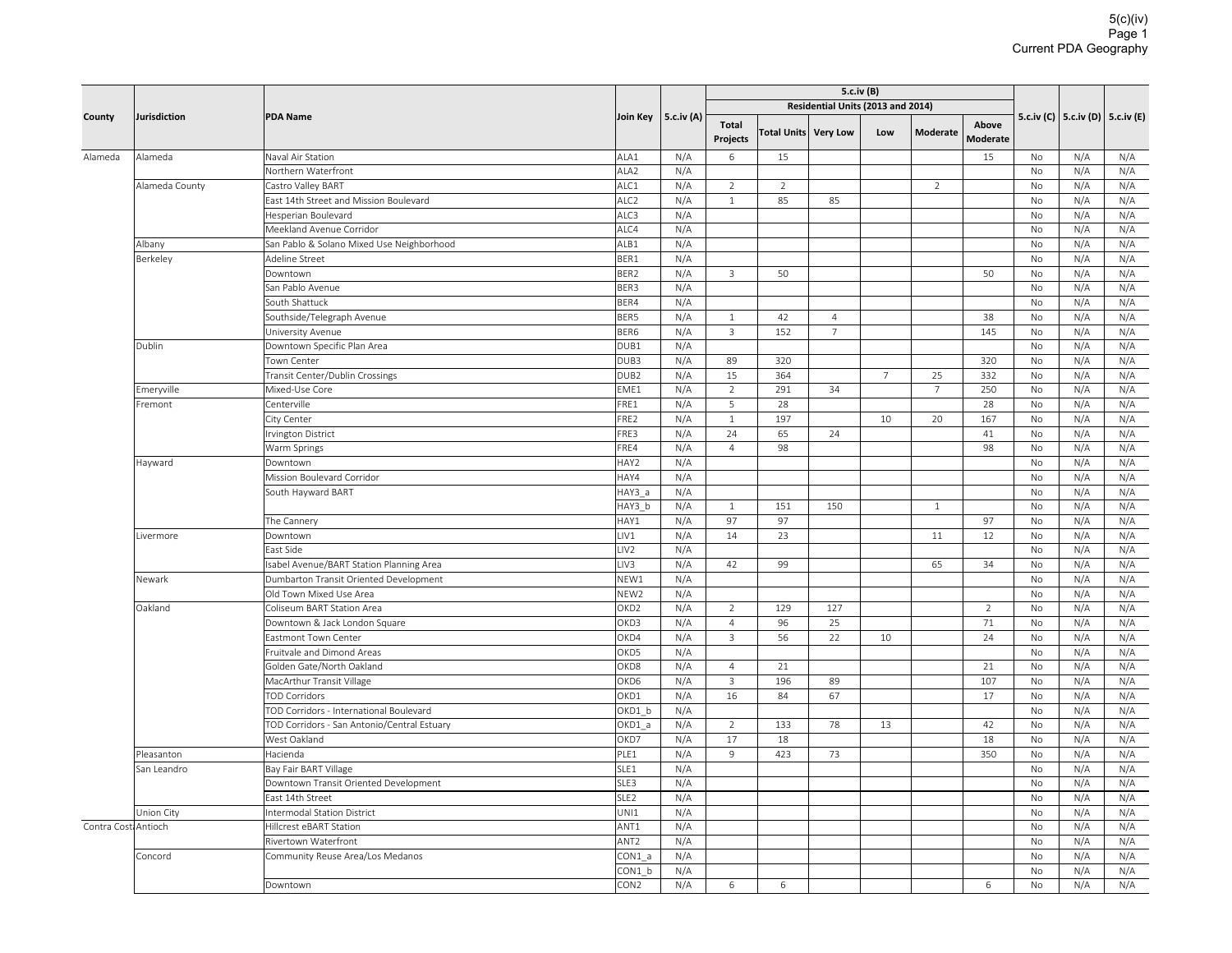5(c)(iv)
Current PDA Geography

| County | Jurisdiction | PDA Name | Join Key | 5.c.iv (A) | 5.c.iv (B) | | | | | | 5.c.iv (C) | 5.c.iv (D) | 5.c.iv (E) |
|---|---|---|---|---|---|---|---|---|---|---|---|---|---|
| | | | | | Residential Units (2013 and 2014) | | | | | | | | |
| | | | | | Total Projects | Total Units | Very Low | Low | Moderate | Above Moderate | | | |
| Alameda | Alameda | Naval Air Station | ALA1 | N/A | 6 | 15 | | | | 15 | No | N/A | N/A |
| | | Northern Waterfront | ALA2 | N/A | | | | | | | No | N/A | N/A |
| | Alameda County | Castro Valley BART | ALC1 | N/A | 2 | 2 | | | 2 | | No | N/A | N/A |
| | | East 14th Street and Mission Boulevard | ALC2 | N/A | 1 | 85 | 85 | | | | No | N/A | N/A |
| | | Hesperian Boulevard | ALC3 | N/A | | | | | | | No | N/A | N/A |
| | | Meekland Avenue Corridor | ALC4 | N/A | | | | | | | No | N/A | N/A |
| | Albany | San Pablo & Solano Mixed Use Neighborhood | ALB1 | N/A | | | | | | | No | N/A | N/A |
| | Berkeley | Adeline Street | BER1 | N/A | | | | | | | No | N/A | N/A |
| | | Downtown | BER2 | N/A | 3 | 50 | | | | 50 | No | N/A | N/A |
| | | San Pablo Avenue | BER3 | N/A | | | | | | | No | N/A | N/A |
| | | South Shattuck | BER4 | N/A | | | | | | | No | N/A | N/A |
| | | Southside/Telegraph Avenue | BER5 | N/A | 1 | 42 | 4 | | | 38 | No | N/A | N/A |
| | | University Avenue | BER6 | N/A | 3 | 152 | 7 | | | 145 | No | N/A | N/A |
| | Dublin | Downtown Specific Plan Area | DUB1 | N/A | | | | | | | No | N/A | N/A |
| | | Town Center | DUB3 | N/A | 89 | 320 | | | | 320 | No | N/A | N/A |
| | | Transit Center/Dublin Crossings | DUB2 | N/A | 15 | 364 | | 7 | 25 | 332 | No | N/A | N/A |
| | Emeryville | Mixed-Use Core | EME1 | N/A | 2 | 291 | 34 | | 7 | 250 | No | N/A | N/A |
| | Fremont | Centerville | FRE1 | N/A | 5 | 28 | | | | 28 | No | N/A | N/A |
| | | City Center | FRE2 | N/A | 1 | 197 | | 10 | 20 | 167 | No | N/A | N/A |
| | | Irvington District | FRE3 | N/A | 24 | 65 | 24 | | | 41 | No | N/A | N/A |
| | | Warm Springs | FRE4 | N/A | 4 | 98 | | | | 98 | No | N/A | N/A |
| | Hayward | Downtown | HAY2 | N/A | | | | | | | No | N/A | N/A |
| | | Mission Boulevard Corridor | HAY4 | N/A | | | | | | | No | N/A | N/A |
| | | South Hayward BART | HAY3_a | N/A | | | | | | | No | N/A | N/A |
| | | | HAY3_b | N/A | 1 | 151 | 150 | | 1 | | No | N/A | N/A |
| | | The Cannery | HAY1 | N/A | 97 | 97 | | | | 97 | No | N/A | N/A |
| | Livermore | Downtown | LIV1 | N/A | 14 | 23 | | | 11 | 12 | No | N/A | N/A |
| | | East Side | LIV2 | N/A | | | | | | | No | N/A | N/A |
| | | Isabel Avenue/BART Station Planning Area | LIV3 | N/A | 42 | 99 | | | 65 | 34 | No | N/A | N/A |
| | Newark | Dumbarton Transit Oriented Development | NEW1 | N/A | | | | | | | No | N/A | N/A |
| | | Old Town Mixed Use Area | NEW2 | N/A | | | | | | | No | N/A | N/A |
| | Oakland | Coliseum BART Station Area | OKD2 | N/A | 2 | 129 | 127 | | | 2 | No | N/A | N/A |
| | | Downtown & Jack London Square | OKD3 | N/A | 4 | 96 | 25 | | | 71 | No | N/A | N/A |
| | | Eastmont Town Center | OKD4 | N/A | 3 | 56 | 22 | 10 | | 24 | No | N/A | N/A |
| | | Fruitvale and Dimond Areas | OKD5 | N/A | | | | | | | No | N/A | N/A |
| | | Golden Gate/North Oakland | OKD8 | N/A | 4 | 21 | | | | 21 | No | N/A | N/A |
| | | MacArthur Transit Village | OKD6 | N/A | 3 | 196 | 89 | | | 107 | No | N/A | N/A |
| | | TOD Corridors | OKD1 | N/A | 16 | 84 | 67 | | | 17 | No | N/A | N/A |
| | | TOD Corridors - International Boulevard | OKD1_b | N/A | | | | | | | No | N/A | N/A |
| | | TOD Corridors - San Antonio/Central Estuary | OKD1_a | N/A | 2 | 133 | 78 | 13 | | 42 | No | N/A | N/A |
| | | West Oakland | OKD7 | N/A | 17 | 18 | | | | 18 | No | N/A | N/A |
| | Pleasanton | Hacienda | PLE1 | N/A | 9 | 423 | 73 | | | 350 | No | N/A | N/A |
| | San Leandro | Bay Fair BART Village | SLE1 | N/A | | | | | | | No | N/A | N/A |
| | | Downtown Transit Oriented Development | SLE3 | N/A | | | | | | | No | N/A | N/A |
| | | East 14th Street | SLE2 | N/A | | | | | | | No | N/A | N/A |
| | Union City | Intermodal Station District | UNI1 | N/A | | | | | | | No | N/A | N/A |
| Contra Costa | Antioch | Hillcrest eBART Station | ANT1 | N/A | | | | | | | No | N/A | N/A |
| | | Rivertown Waterfront | ANT2 | N/A | | | | | | | No | N/A | N/A |
| | Concord | Community Reuse Area/Los Medanos | CON1_a | N/A | | | | | | | No | N/A | N/A |
| | | | CON1_b | N/A | | | | | | | No | N/A | N/A |
| | | Downtown | CON2 | N/A | 6 | 6 | | | | 6 | No | N/A | N/A |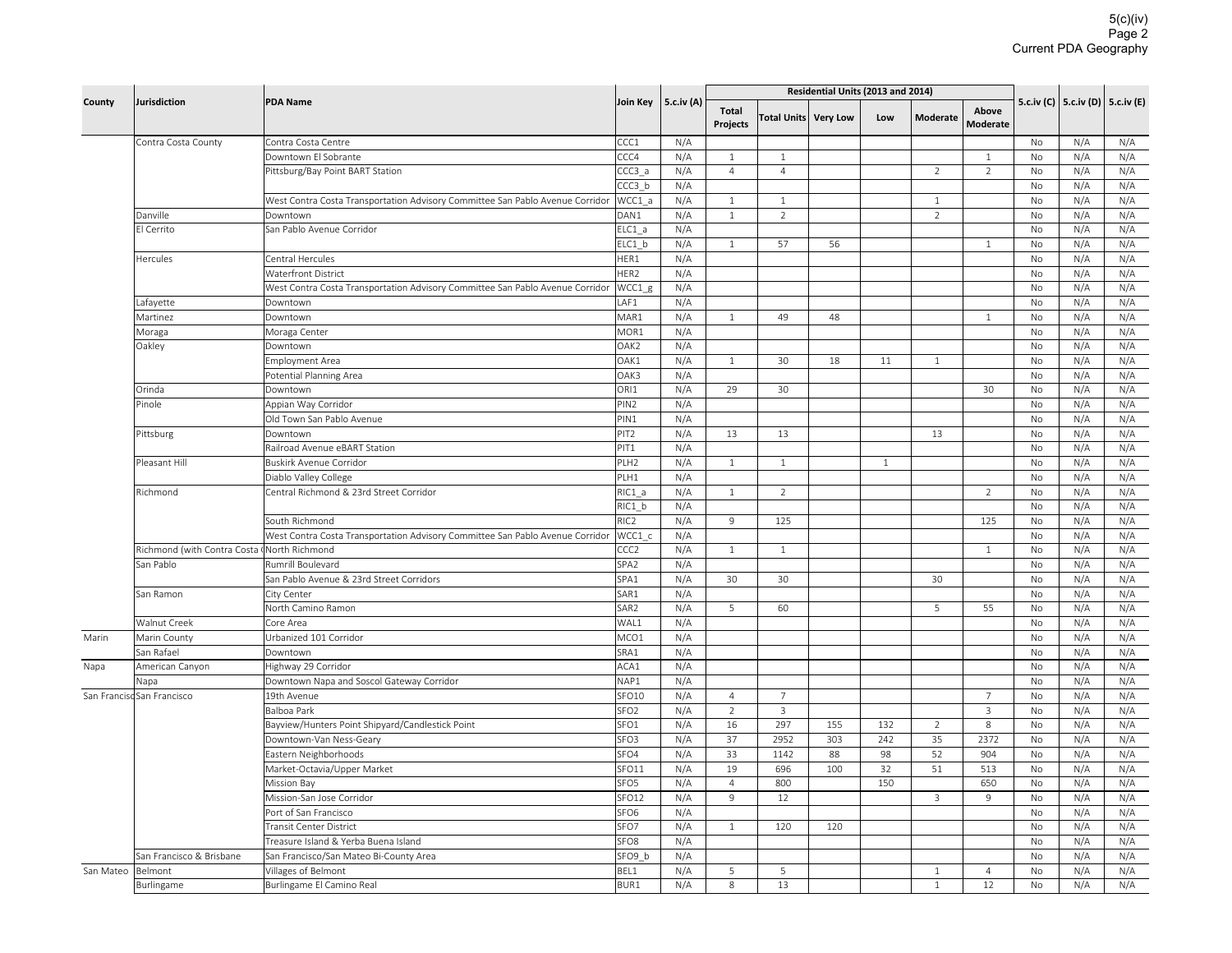| County | Jurisdiction | PDA Name | Join Key | 5.c.iv (A) | Residential Units (2013 and 2014) | | | | | | 5.c.iv (C) | 5.c.iv (D) | 5.c.iv (E) |
|---|---|---|---|---|---|---|---|---|---|---|---|---|---|
| | | | | | Total Projects | Total Units | Very Low | Low | Moderate | Above Moderate | | | |
| | Contra Costa County | Contra Costa Centre | CCC1 | N/A | | | | | | | No | N/A | N/A |
| | | Downtown El Sobrante | CCC4 | N/A | 1 | 1 | | | | 1 | No | N/A | N/A |
| | | Pittsburg/Bay Point BART Station | CCC3_a | N/A | 4 | 4 | | | 2 | 2 | No | N/A | N/A |
| | | | CCC3_b | N/A | | | | | | | No | N/A | N/A |
| | | West Contra Costa Transportation Advisory Committee San Pablo Avenue Corridor | WCC1_a | N/A | 1 | 1 | | | 1 | | No | N/A | N/A |
| | Danville | Downtown | DAN1 | N/A | 1 | 2 | | | 2 | | No | N/A | N/A |
| | El Cerrito | San Pablo Avenue Corridor | ELC1_a | N/A | | | | | | | No | N/A | N/A |
| | | | ELC1_b | N/A | 1 | 57 | 56 | | | 1 | No | N/A | N/A |
| | Hercules | Central Hercules | HER1 | N/A | | | | | | | No | N/A | N/A |
| | | Waterfront District | HER2 | N/A | | | | | | | No | N/A | N/A |
| | | West Contra Costa Transportation Advisory Committee San Pablo Avenue Corridor | WCC1_g | N/A | | | | | | | No | N/A | N/A |
| | Lafayette | Downtown | LAF1 | N/A | | | | | | | No | N/A | N/A |
| | Martinez | Downtown | MAR1 | N/A | 1 | 49 | 48 | | | 1 | No | N/A | N/A |
| | Moraga | Moraga Center | MOR1 | N/A | | | | | | | No | N/A | N/A |
| | Oakley | Downtown | OAK2 | N/A | | | | | | | No | N/A | N/A |
| | | Employment Area | OAK1 | N/A | 1 | 30 | 18 | 11 | 1 | | No | N/A | N/A |
| | | Potential Planning Area | OAK3 | N/A | | | | | | | No | N/A | N/A |
| | Orinda | Downtown | ORI1 | N/A | 29 | 30 | | | | 30 | No | N/A | N/A |
| | Pinole | Appian Way Corridor | PIN2 | N/A | | | | | | | No | N/A | N/A |
| | | Old Town San Pablo Avenue | PIN1 | N/A | | | | | | | No | N/A | N/A |
| | Pittsburg | Downtown | PIT2 | N/A | 13 | 13 | | | 13 | | No | N/A | N/A |
| | | Railroad Avenue eBART Station | PIT1 | N/A | | | | | | | No | N/A | N/A |
| | Pleasant Hill | Buskirk Avenue Corridor | PLH2 | N/A | 1 | 1 | | 1 | | | No | N/A | N/A |
| | | Diablo Valley College | PLH1 | N/A | | | | | | | No | N/A | N/A |
| | Richmond | Central Richmond & 23rd Street Corridor | RIC1_a | N/A | 1 | 2 | | | | 2 | No | N/A | N/A |
| | | | RIC1_b | N/A | | | | | | | No | N/A | N/A |
| | | South Richmond | RIC2 | N/A | 9 | 125 | | | | 125 | No | N/A | N/A |
| | | West Contra Costa Transportation Advisory Committee San Pablo Avenue Corridor | WCC1_c | N/A | | | | | | | No | N/A | N/A |
| | Richmond (with Contra Costa ( | North Richmond | CCC2 | N/A | 1 | 1 | | | | 1 | No | N/A | N/A |
| | San Pablo | Rumrill Boulevard | SPA2 | N/A | | | | | | | No | N/A | N/A |
| | | San Pablo Avenue & 23rd Street Corridors | SPA1 | N/A | 30 | 30 | | | 30 | | No | N/A | N/A |
| | San Ramon | City Center | SAR1 | N/A | | | | | | | No | N/A | N/A |
| | | North Camino Ramon | SAR2 | N/A | 5 | 60 | | | 5 | 55 | No | N/A | N/A |
| | Walnut Creek | Core Area | WAL1 | N/A | | | | | | | No | N/A | N/A |
| Marin | Marin County | Urbanized 101 Corridor | MCO1 | N/A | | | | | | | No | N/A | N/A |
| | San Rafael | Downtown | SRA1 | N/A | | | | | | | No | N/A | N/A |
| Napa | American Canyon | Highway 29 Corridor | ACA1 | N/A | | | | | | | No | N/A | N/A |
| | Napa | Downtown Napa and Soscol Gateway Corridor | NAP1 | N/A | | | | | | | No | N/A | N/A |
| San Francisco | San Francisco | 19th Avenue | SFO10 | N/A | 4 | 7 | | | | 7 | No | N/A | N/A |
| | | Balboa Park | SFO2 | N/A | 2 | 3 | | | | 3 | No | N/A | N/A |
| | | Bayview/Hunters Point Shipyard/Candlestick Point | SFO1 | N/A | 16 | 297 | 155 | 132 | 2 | 8 | No | N/A | N/A |
| | | Downtown-Van Ness-Geary | SFO3 | N/A | 37 | 2952 | 303 | 242 | 35 | 2372 | No | N/A | N/A |
| | | Eastern Neighborhoods | SFO4 | N/A | 33 | 1142 | 88 | 98 | 52 | 904 | No | N/A | N/A |
| | | Market-Octavia/Upper Market | SFO11 | N/A | 19 | 696 | 100 | 32 | 51 | 513 | No | N/A | N/A |
| | | Mission Bay | SFO5 | N/A | 4 | 800 | | 150 | | 650 | No | N/A | N/A |
| | | Mission-San Jose Corridor | SFO12 | N/A | 9 | 12 | | | 3 | 9 | No | N/A | N/A |
| | | Port of San Francisco | SFO6 | N/A | | | | | | | No | N/A | N/A |
| | | Transit Center District | SFO7 | N/A | 1 | 120 | 120 | | | | No | N/A | N/A |
| | | Treasure Island & Yerba Buena Island | SFO8 | N/A | | | | | | | No | N/A | N/A |
| | San Francisco & Brisbane | San Francisco/San Mateo Bi-County Area | SFO9_b | N/A | | | | | | | No | N/A | N/A |
| San Mateo | Belmont | Villages of Belmont | BEL1 | N/A | 5 | 5 | | | 1 | 4 | No | N/A | N/A |
| | Burlingame | Burlingame El Camino Real | BUR1 | N/A | 8 | 13 | | | 1 | 12 | No | N/A | N/A |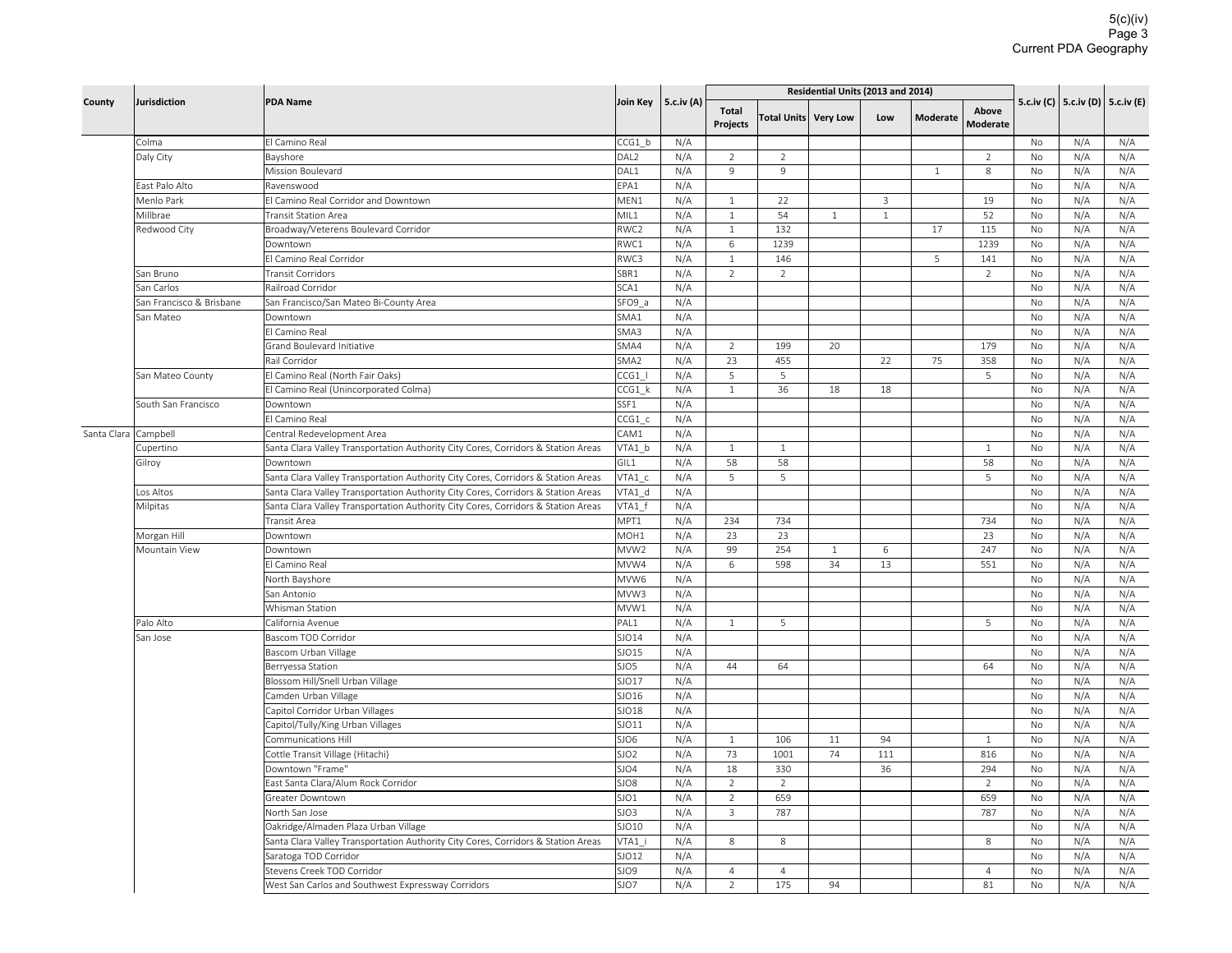5(c)(iv)
Page 3
Current PDA Geography

| County | Jurisdiction | PDA Name | Join Key | 5.c.iv (A) | Residential Units (2013 and 2014) | | | | | | 5.c.iv (C) | 5.c.iv (D) | 5.c.iv (E) |
|---|---|---|---|---|---|---|---|---|---|---|---|---|---|
| | | | | | Total Projects | Total Units | Very Low | Low | Moderate | Above Moderate | | | |
| | Colma | El Camino Real | CCG1_b | N/A | | | | | | | No | N/A | N/A |
| | Daly City | Bayshore | DAL2 | N/A | 2 | 2 | | | | 2 | No | N/A | N/A |
| | | Mission Boulevard | DAL1 | N/A | 9 | 9 | | | 1 | 8 | No | N/A | N/A |
| | East Palo Alto | Ravenswood | EPA1 | N/A | | | | | | | No | N/A | N/A |
| | Menlo Park | El Camino Real Corridor and Downtown | MEN1 | N/A | 1 | 22 | | 3 | | 19 | No | N/A | N/A |
| | Millbrae | Transit Station Area | MIL1 | N/A | 1 | 54 | 1 | 1 | | 52 | No | N/A | N/A |
| | Redwood City | Broadway/Veterens Boulevard Corridor | RWC2 | N/A | 1 | 132 | | | 17 | 115 | No | N/A | N/A |
| | | Downtown | RWC1 | N/A | 6 | 1239 | | | | 1239 | No | N/A | N/A |
| | | El Camino Real Corridor | RWC3 | N/A | 1 | 146 | | | 5 | 141 | No | N/A | N/A |
| | San Bruno | Transit Corridors | SBR1 | N/A | 2 | 2 | | | | 2 | No | N/A | N/A |
| | San Carlos | Railroad Corridor | SCA1 | N/A | | | | | | | No | N/A | N/A |
| | San Francisco & Brisbane | San Francisco/San Mateo Bi-County Area | SFO9_a | N/A | | | | | | | No | N/A | N/A |
| | San Mateo | Downtown | SMA1 | N/A | | | | | | | No | N/A | N/A |
| | | El Camino Real | SMA3 | N/A | | | | | | | No | N/A | N/A |
| | | Grand Boulevard Initiative | SMA4 | N/A | 2 | 199 | 20 | | | 179 | No | N/A | N/A |
| | | Rail Corridor | SMA2 | N/A | 23 | 455 | | 22 | 75 | 358 | No | N/A | N/A |
| | San Mateo County | El Camino Real (North Fair Oaks) | CCG1_l | N/A | 5 | 5 | | | | 5 | No | N/A | N/A |
| | | El Camino Real (Unincorporated Colma) | CCG1_k | N/A | 1 | 36 | 18 | 18 | | | No | N/A | N/A |
| | South San Francisco | Downtown | SSF1 | N/A | | | | | | | No | N/A | N/A |
| | | El Camino Real | CCG1_c | N/A | | | | | | | No | N/A | N/A |
| Santa Clara | Campbell | Central Redevelopment Area | CAM1 | N/A | | | | | | | No | N/A | N/A |
| | Cupertino | Santa Clara Valley Transportation Authority City Cores, Corridors & Station Areas | VTA1_b | N/A | 1 | 1 | | | | 1 | No | N/A | N/A |
| | Gilroy | Downtown | GIL1 | N/A | 58 | 58 | | | | 58 | No | N/A | N/A |
| | | Santa Clara Valley Transportation Authority City Cores, Corridors & Station Areas | VTA1_c | N/A | 5 | 5 | | | | 5 | No | N/A | N/A |
| | Los Altos | Santa Clara Valley Transportation Authority City Cores, Corridors & Station Areas | VTA1_d | N/A | | | | | | | No | N/A | N/A |
| | Milpitas | Santa Clara Valley Transportation Authority City Cores, Corridors & Station Areas | VTA1_f | N/A | | | | | | | No | N/A | N/A |
| | | Transit Area | MPT1 | N/A | 234 | 734 | | | | 734 | No | N/A | N/A |
| | Morgan Hill | Downtown | MOH1 | N/A | 23 | 23 | | | | 23 | No | N/A | N/A |
| | Mountain View | Downtown | MVW2 | N/A | 99 | 254 | 1 | 6 | | 247 | No | N/A | N/A |
| | | El Camino Real | MVW4 | N/A | 6 | 598 | 34 | 13 | | 551 | No | N/A | N/A |
| | | North Bayshore | MVW6 | N/A | | | | | | | No | N/A | N/A |
| | | San Antonio | MVW3 | N/A | | | | | | | No | N/A | N/A |
| | | Whisman Station | MVW1 | N/A | | | | | | | No | N/A | N/A |
| | Palo Alto | California Avenue | PAL1 | N/A | 1 | 5 | | | | 5 | No | N/A | N/A |
| | San Jose | Bascom TOD Corridor | SJO14 | N/A | | | | | | | No | N/A | N/A |
| | | Bascom Urban Village | SJO15 | N/A | | | | | | | No | N/A | N/A |
| | | Berryessa Station | SJO5 | N/A | 44 | 64 | | | | 64 | No | N/A | N/A |
| | | Blossom Hill/Snell Urban Village | SJO17 | N/A | | | | | | | No | N/A | N/A |
| | | Camden Urban Village | SJO16 | N/A | | | | | | | No | N/A | N/A |
| | | Capitol Corridor Urban Villages | SJO18 | N/A | | | | | | | No | N/A | N/A |
| | | Capitol/Tully/King Urban Villages | SJO11 | N/A | | | | | | | No | N/A | N/A |
| | | Communications Hill | SJO6 | N/A | 1 | 106 | 11 | 94 | | 1 | No | N/A | N/A |
| | | Cottle Transit Village (Hitachi) | SJO2 | N/A | 73 | 1001 | 74 | 111 | | 816 | No | N/A | N/A |
| | | Downtown "Frame" | SJO4 | N/A | 18 | 330 | | 36 | | 294 | No | N/A | N/A |
| | | East Santa Clara/Alum Rock Corridor | SJO8 | N/A | 2 | 2 | | | | 2 | No | N/A | N/A |
| | | Greater Downtown | SJO1 | N/A | 2 | 659 | | | | 659 | No | N/A | N/A |
| | | North San Jose | SJO3 | N/A | 3 | 787 | | | | 787 | No | N/A | N/A |
| | | Oakridge/Almaden Plaza Urban Village | SJO10 | N/A | | | | | | | No | N/A | N/A |
| | | Santa Clara Valley Transportation Authority City Cores, Corridors & Station Areas | VTA1_i | N/A | 8 | 8 | | | | 8 | No | N/A | N/A |
| | | Saratoga TOD Corridor | SJO12 | N/A | | | | | | | No | N/A | N/A |
| | | Stevens Creek TOD Corridor | SJO9 | N/A | 4 | 4 | | | | 4 | No | N/A | N/A |
| | | West San Carlos and Southwest Expressway Corridors | SJO7 | N/A | 2 | 175 | 94 | | | 81 | No | N/A | N/A |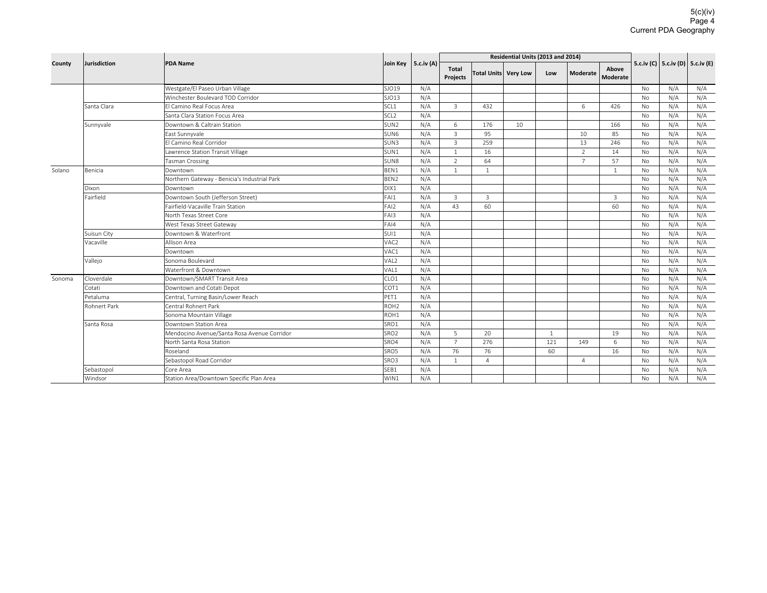| County | Jurisdiction | PDA Name | Join Key | 5.c.iv (A) | Residential Units (2013 and 2014) | | | | | | 5.c.iv (C) | 5.c.iv (D) | 5.c.iv (E) |
|---|---|---|---|---|---|---|---|---|---|---|---|---|---|
| | | | | | Total Projects | Total Units | Very Low | Low | Moderate | Above Moderate | | | |
| | | Westgate/El Paseo Urban Village | SJO19 | N/A | | | | | | | No | N/A | N/A |
| | | Winchester Boulevard TOD Corridor | SJO13 | N/A | | | | | | | No | N/A | N/A |
| | Santa Clara | El Camino Real Focus Area | SCL1 | N/A | 3 | 432 | | | 6 | 426 | No | N/A | N/A |
| | | Santa Clara Station Focus Area | SCL2 | N/A | | | | | | | No | N/A | N/A |
| | Sunnyvale | Downtown & Caltrain Station | SUN2 | N/A | 6 | 176 | 10 | | | 166 | No | N/A | N/A |
| | | East Sunnyvale | SUN6 | N/A | 3 | 95 | | | 10 | 85 | No | N/A | N/A |
| | | El Camino Real Corridor | SUN3 | N/A | 3 | 259 | | | 13 | 246 | No | N/A | N/A |
| | | Lawrence Station Transit Village | SUN1 | N/A | 1 | 16 | | | 2 | 14 | No | N/A | N/A |
| | | Tasman Crossing | SUN8 | N/A | 2 | 64 | | | 7 | 57 | No | N/A | N/A |
| Solano | Benicia | Downtown | BEN1 | N/A | 1 | 1 | | | | 1 | No | N/A | N/A |
| | | Northern Gateway - Benicia's Industrial Park | BEN2 | N/A | | | | | | | No | N/A | N/A |
| | Dixon | Downtown | DIX1 | N/A | | | | | | | No | N/A | N/A |
| | Fairfield | Downtown South (Jefferson Street) | FAI1 | N/A | 3 | 3 | | | | 3 | No | N/A | N/A |
| | | Fairfield-Vacaville Train Station | FAI2 | N/A | 43 | 60 | | | | 60 | No | N/A | N/A |
| | | North Texas Street Core | FAI3 | N/A | | | | | | | No | N/A | N/A |
| | | West Texas Street Gateway | FAI4 | N/A | | | | | | | No | N/A | N/A |
| | Suisun City | Downtown & Waterfront | SUI1 | N/A | | | | | | | No | N/A | N/A |
| | Vacaville | Allison Area | VAC2 | N/A | | | | | | | No | N/A | N/A |
| | | Downtown | VAC1 | N/A | | | | | | | No | N/A | N/A |
| | Vallejo | Sonoma Boulevard | VAL2 | N/A | | | | | | | No | N/A | N/A |
| | | Waterfront & Downtown | VAL1 | N/A | | | | | | | No | N/A | N/A |
| Sonoma | Cloverdale | Downtown/SMART Transit Area | CLO1 | N/A | | | | | | | No | N/A | N/A |
| | Cotati | Downtown and Cotati Depot | COT1 | N/A | | | | | | | No | N/A | N/A |
| | Petaluma | Central, Turning Basin/Lower Reach | PET1 | N/A | | | | | | | No | N/A | N/A |
| | Rohnert Park | Central Rohnert Park | ROH2 | N/A | | | | | | | No | N/A | N/A |
| | | Sonoma Mountain Village | ROH1 | N/A | | | | | | | No | N/A | N/A |
| | Santa Rosa | Downtown Station Area | SRO1 | N/A | | | | | | | No | N/A | N/A |
| | | Mendocino Avenue/Santa Rosa Avenue Corridor | SRO2 | N/A | 5 | 20 | | 1 | | 19 | No | N/A | N/A |
| | | North Santa Rosa Station | SRO4 | N/A | 7 | 276 | | 121 | 149 | 6 | No | N/A | N/A |
| | | Roseland | SRO5 | N/A | 76 | 76 | | 60 | | 16 | No | N/A | N/A |
| | | Sebastopol Road Corridor | SRO3 | N/A | 1 | 4 | | | 4 | | No | N/A | N/A |
| | Sebastopol | Core Area | SEB1 | N/A | | | | | | | No | N/A | N/A |
| | Windsor | Station Area/Downtown Specific Plan Area | WIN1 | N/A | | | | | | | No | N/A | N/A |